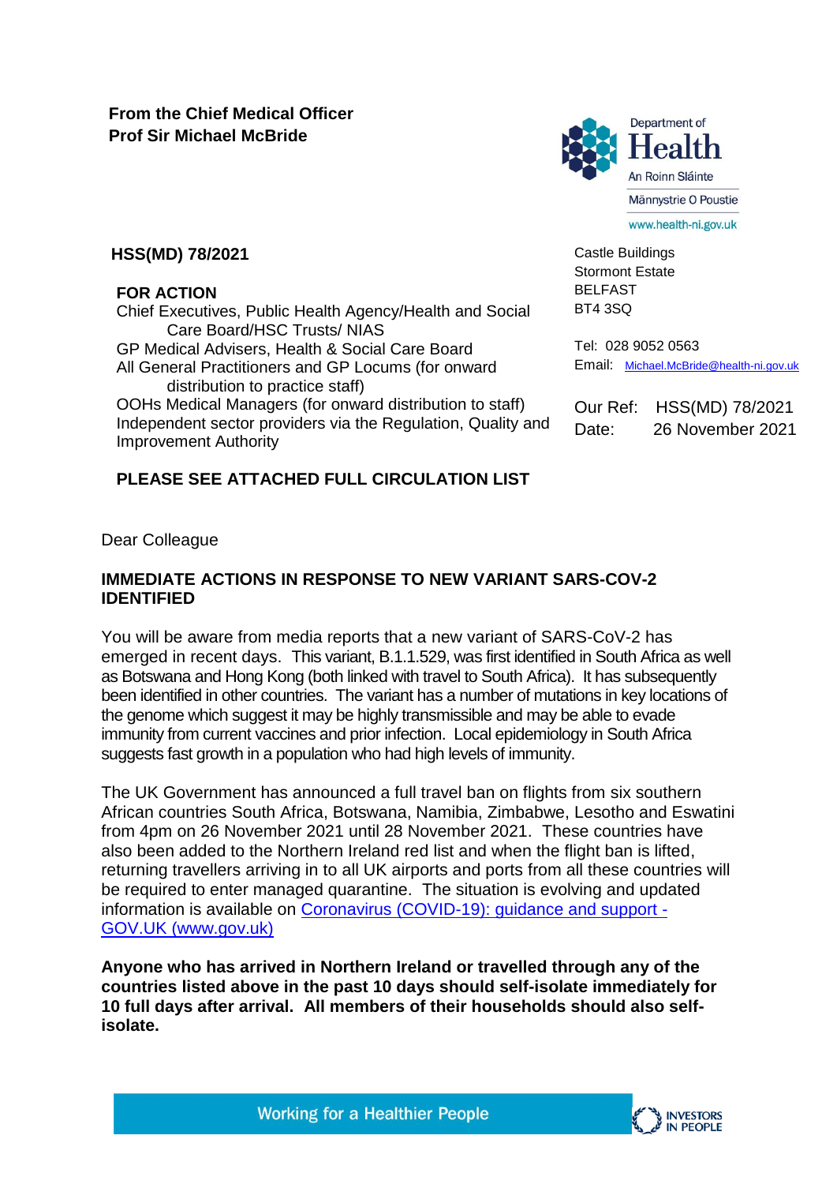**From the Chief Medical Officer**
**Prof Sir Michael McBride**

Department of Health
An Roinn Sláinte
Männystrie O Poustie
www.health-ni.gov.uk

**HSS(MD) 78/2021**

**FOR ACTION**
Chief Executives, Public Health Agency/Health and Social Care Board/HSC Trusts/ NIAS
GP Medical Advisers, Health & Social Care Board
All General Practitioners and GP Locums (for onward distribution to practice staff)
OOHs Medical Managers (for onward distribution to staff)
Independent sector providers via the Regulation, Quality and Improvement Authority

**PLEASE SEE ATTACHED FULL CIRCULATION LIST**

Castle Buildings
Stormont Estate
BELFAST
BT4 3SQ

Tel: 028 9052 0563
Email: Michael.McBride@health-ni.gov.uk

Our Ref: HSS(MD) 78/2021
Date: 26 November 2021

Dear Colleague

**IMMEDIATE ACTIONS IN RESPONSE TO NEW VARIANT SARS-COV-2 IDENTIFIED**

You will be aware from media reports that a new variant of SARS-CoV-2 has emerged in recent days. This variant, B.1.1.529, was first identified in South Africa as well as Botswana and Hong Kong (both linked with travel to South Africa). It has subsequently been identified in other countries. The variant has a number of mutations in key locations of the genome which suggest it may be highly transmissible and may be able to evade immunity from current vaccines and prior infection. Local epidemiology in South Africa suggests fast growth in a population who had high levels of immunity.

The UK Government has announced a full travel ban on flights from six southern African countries South Africa, Botswana, Namibia, Zimbabwe, Lesotho and Eswatini from 4pm on 26 November 2021 until 28 November 2021. These countries have also been added to the Northern Ireland red list and when the flight ban is lifted, returning travellers arriving in to all UK airports and ports from all these countries will be required to enter managed quarantine. The situation is evolving and updated information is available on [Coronavirus (COVID-19): guidance and support - GOV.UK (www.gov.uk)](https://www.gov.uk)

**Anyone who has arrived in Northern Ireland or travelled through any of the countries listed above in the past 10 days should self-isolate immediately for 10 full days after arrival. All members of their households should also self-isolate.**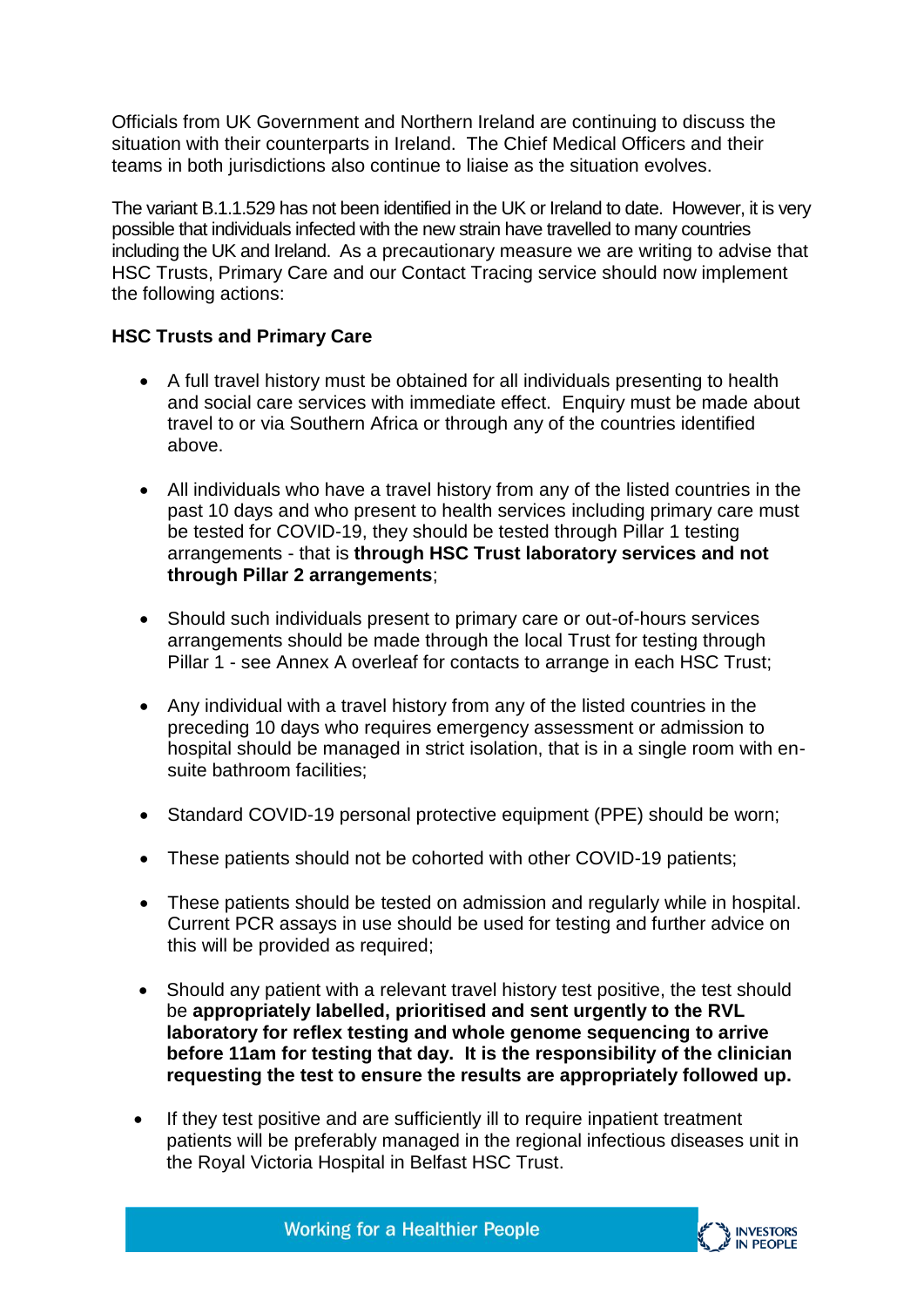Officials from UK Government and Northern Ireland are continuing to discuss the situation with their counterparts in Ireland. The Chief Medical Officers and their teams in both jurisdictions also continue to liaise as the situation evolves.

The variant B.1.1.529 has not been identified in the UK or Ireland to date. However, it is very possible that individuals infected with the new strain have travelled to many countries including the UK and Ireland. As a precautionary measure we are writing to advise that HSC Trusts, Primary Care and our Contact Tracing service should now implement the following actions:

**HSC Trusts and Primary Care**

- A full travel history must be obtained for all individuals presenting to health and social care services with immediate effect. Enquiry must be made about travel to or via Southern Africa or through any of the countries identified above.

- All individuals who have a travel history from any of the listed countries in the past 10 days and who present to health services including primary care must be tested for COVID-19, they should be tested through Pillar 1 testing arrangements - that is **through HSC Trust laboratory services and not through Pillar 2 arrangements**;

- Should such individuals present to primary care or out-of-hours services arrangements should be made through the local Trust for testing through Pillar 1 - see Annex A overleaf for contacts to arrange in each HSC Trust;

- Any individual with a travel history from any of the listed countries in the preceding 10 days who requires emergency assessment or admission to hospital should be managed in strict isolation, that is in a single room with en-suite bathroom facilities;

- Standard COVID-19 personal protective equipment (PPE) should be worn;

- These patients should not be cohorted with other COVID-19 patients;

- These patients should be tested on admission and regularly while in hospital. Current PCR assays in use should be used for testing and further advice on this will be provided as required;

- Should any patient with a relevant travel history test positive, the test should be **appropriately labelled, prioritised and sent urgently to the RVL laboratory for reflex testing and whole genome sequencing to arrive before 11am for testing that day. It is the responsibility of the clinician requesting the test to ensure the results are appropriately followed up.**

- If they test positive and are sufficiently ill to require inpatient treatment patients will be preferably managed in the regional infectious diseases unit in the Royal Victoria Hospital in Belfast HSC Trust.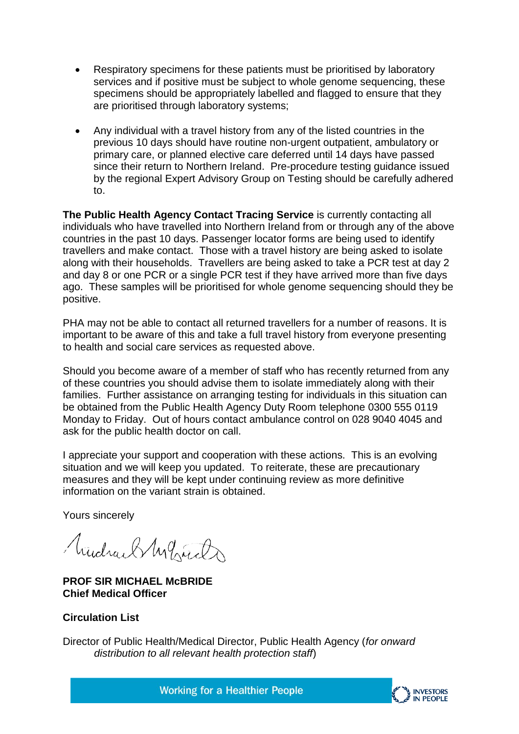- Respiratory specimens for these patients must be prioritised by laboratory services and if positive must be subject to whole genome sequencing, these specimens should be appropriately labelled and flagged to ensure that they are prioritised through laboratory systems;

- Any individual with a travel history from any of the listed countries in the previous 10 days should have routine non-urgent outpatient, ambulatory or primary care, or planned elective care deferred until 14 days have passed since their return to Northern Ireland. Pre-procedure testing guidance issued by the regional Expert Advisory Group on Testing should be carefully adhered to.

**The Public Health Agency Contact Tracing Service** is currently contacting all individuals who have travelled into Northern Ireland from or through any of the above countries in the past 10 days. Passenger locator forms are being used to identify travellers and make contact. Those with a travel history are being asked to isolate along with their households. Travellers are being asked to take a PCR test at day 2 and day 8 or one PCR or a single PCR test if they have arrived more than five days ago. These samples will be prioritised for whole genome sequencing should they be positive.

PHA may not be able to contact all returned travellers for a number of reasons. It is important to be aware of this and take a full travel history from everyone presenting to health and social care services as requested above.

Should you become aware of a member of staff who has recently returned from any of these countries you should advise them to isolate immediately along with their families. Further assistance on arranging testing for individuals in this situation can be obtained from the Public Health Agency Duty Room telephone 0300 555 0119 Monday to Friday. Out of hours contact ambulance control on 028 9040 4045 and ask for the public health doctor on call.

I appreciate your support and cooperation with these actions. This is an evolving situation and we will keep you updated. To reiterate, these are precautionary measures and they will be kept under continuing review as more definitive information on the variant strain is obtained.

Yours sincerely

**PROF SIR MICHAEL McBRIDE**
**Chief Medical Officer**

**Circulation List**

Director of Public Health/Medical Director, Public Health Agency (*for onward distribution to all relevant health protection staff*)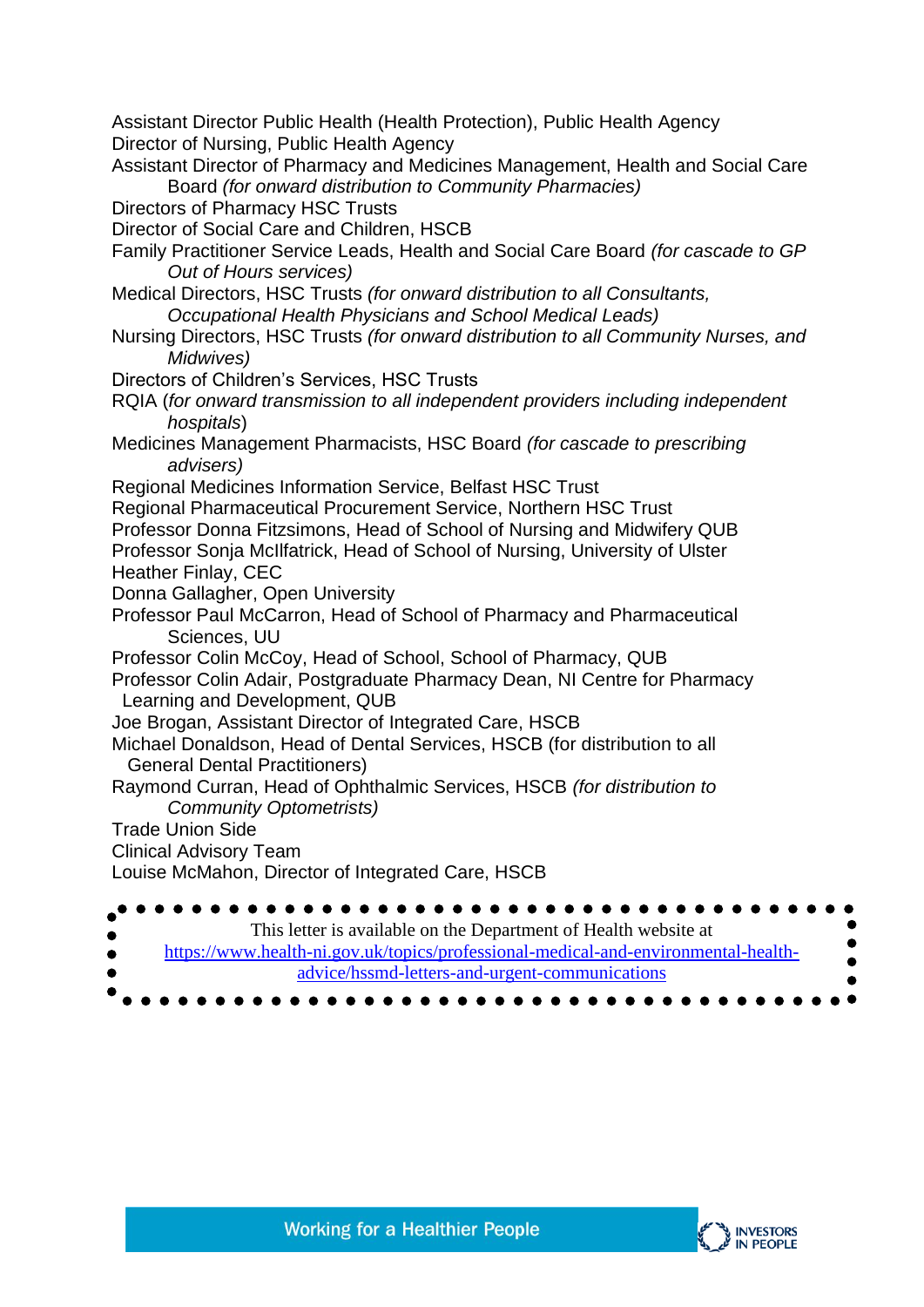Assistant Director Public Health (Health Protection), Public Health Agency
Director of Nursing, Public Health Agency
Assistant Director of Pharmacy and Medicines Management, Health and Social Care Board *(for onward distribution to Community Pharmacies)*
Directors of Pharmacy HSC Trusts
Director of Social Care and Children, HSCB
Family Practitioner Service Leads, Health and Social Care Board *(for cascade to GP Out of Hours services)*
Medical Directors, HSC Trusts *(for onward distribution to all Consultants, Occupational Health Physicians and School Medical Leads)*
Nursing Directors, HSC Trusts *(for onward distribution to all Community Nurses, and Midwives)*
Directors of Children's Services, HSC Trusts
RQIA (*for onward transmission to all independent providers including independent hospitals*)
Medicines Management Pharmacists, HSC Board *(for cascade to prescribing advisers)*
Regional Medicines Information Service, Belfast HSC Trust
Regional Pharmaceutical Procurement Service, Northern HSC Trust
Professor Donna Fitzsimons, Head of School of Nursing and Midwifery QUB
Professor Sonja McIlfatrick, Head of School of Nursing, University of Ulster
Heather Finlay, CEC
Donna Gallagher, Open University
Professor Paul McCarron, Head of School of Pharmacy and Pharmaceutical Sciences, UU
Professor Colin McCoy, Head of School, School of Pharmacy, QUB
Professor Colin Adair, Postgraduate Pharmacy Dean, NI Centre for Pharmacy Learning and Development, QUB
Joe Brogan, Assistant Director of Integrated Care, HSCB
Michael Donaldson, Head of Dental Services, HSCB (for distribution to all General Dental Practitioners)
Raymond Curran, Head of Ophthalmic Services, HSCB *(for distribution to Community Optometrists)*
Trade Union Side
Clinical Advisory Team
Louise McMahon, Director of Integrated Care, HSCB

This letter is available on the Department of Health website at [https://www.health-ni.gov.uk/topics/professional-medical-and-environmental-health-advice/hssmd-letters-and-urgent-communications](https://www.health-ni.gov.uk/topics/professional-medical-and-environmental-health-advice/hssmd-letters-and-urgent-communications)

Working for a Healthier People

INVESTORS IN PEOPLE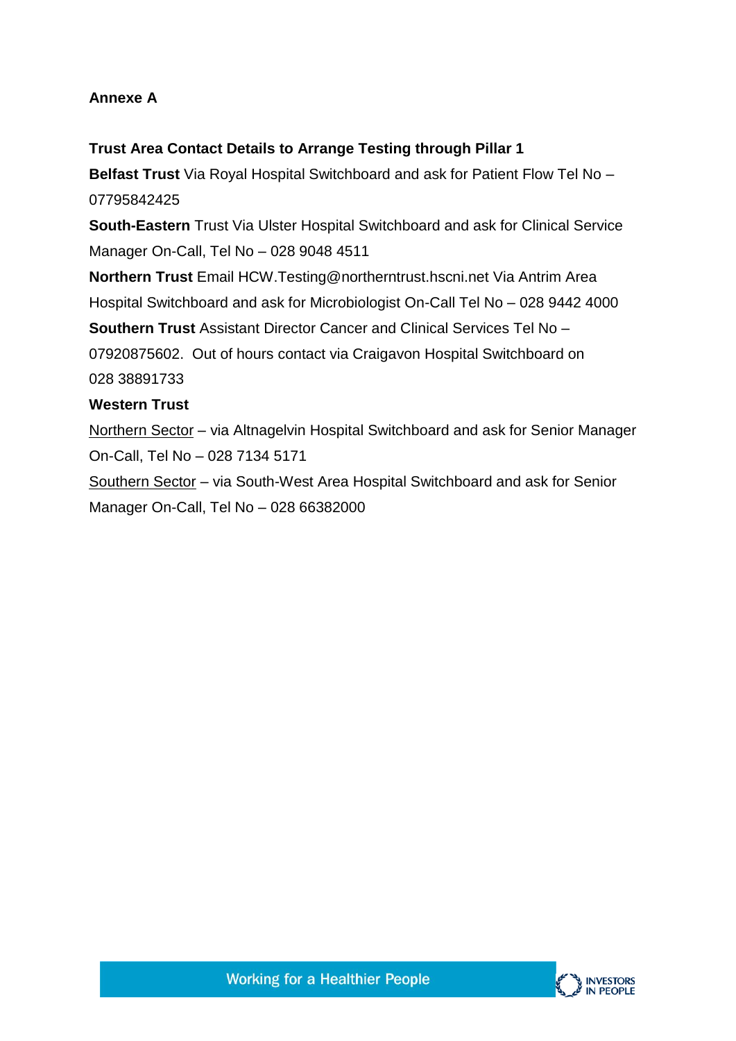**Annexe A**

**Trust Area Contact Details to Arrange Testing through Pillar 1**

**Belfast Trust** Via Royal Hospital Switchboard and ask for Patient Flow Tel No – 07795842425

**South-Eastern** Trust Via Ulster Hospital Switchboard and ask for Clinical Service Manager On-Call, Tel No – 028 9048 4511

**Northern Trust** Email HCW.Testing@northerntrust.hscni.net Via Antrim Area Hospital Switchboard and ask for Microbiologist On-Call Tel No – 028 9442 4000

**Southern Trust** Assistant Director Cancer and Clinical Services Tel No – 07920875602. Out of hours contact via Craigavon Hospital Switchboard on 028 38891733

**Western Trust**

Northern Sector – via Altnagelvin Hospital Switchboard and ask for Senior Manager On-Call, Tel No – 028 7134 5171

Southern Sector – via South-West Area Hospital Switchboard and ask for Senior Manager On-Call, Tel No – 028 66382000